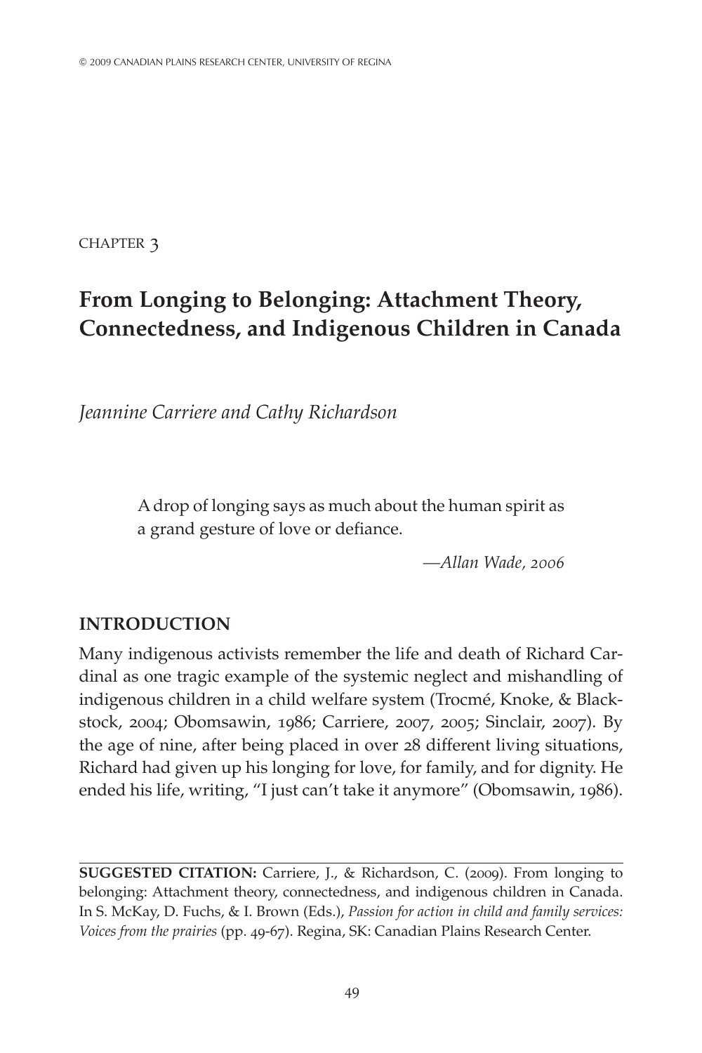© 2009 CANADIAN PLAINS RESEARCH CENTER, UNIVERSITY OF REGINA

CHAPTER 3

# From Longing to Belonging: Attachment Theory, Connectedness, and Indigenous Children in Canada

*Jeannine Carriere and Cathy Richardson*

> A drop of longing says as much about the human spirit as a grand gesture of love or defiance.
>
> —*Allan Wade, 2006*

## INTRODUCTION

Many indigenous activists remember the life and death of Richard Cardinal as one tragic example of the systemic neglect and mishandling of indigenous children in a child welfare system (Trocmé, Knoke, & Blackstock, 2004; Obomsawin, 1986; Carriere, 2007, 2005; Sinclair, 2007). By the age of nine, after being placed in over 28 different living situations, Richard had given up his longing for love, for family, and for dignity. He ended his life, writing, "I just can't take it anymore" (Obomsawin, 1986).

---

**SUGGESTED CITATION:** Carriere, J., & Richardson, C. (2009). From longing to belonging: Attachment theory, connectedness, and indigenous children in Canada. In S. McKay, D. Fuchs, & I. Brown (Eds.), *Passion for action in child and family services: Voices from the prairies* (pp. 49-67). Regina, SK: Canadian Plains Research Center.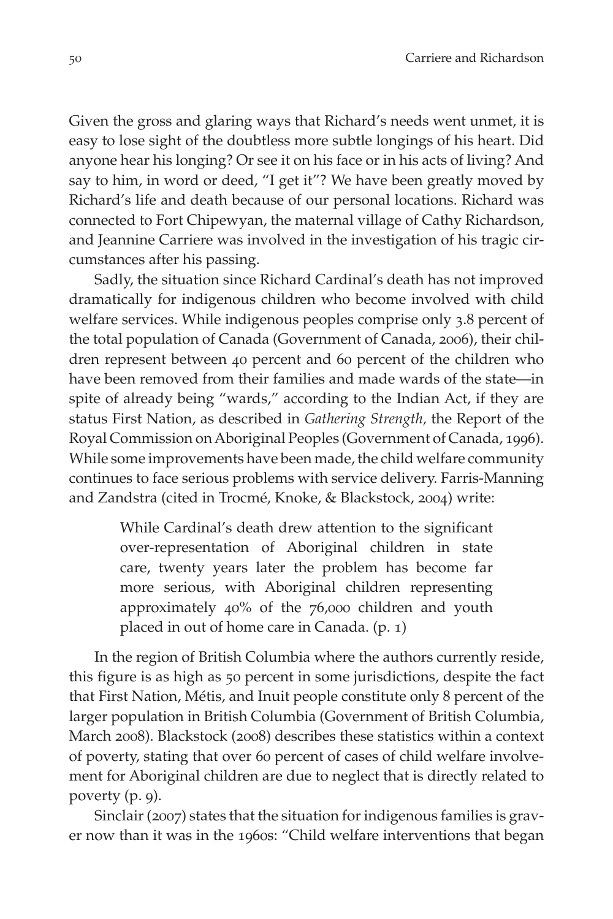Given the gross and glaring ways that Richard's needs went unmet, it is easy to lose sight of the doubtless more subtle longings of his heart. Did anyone hear his longing? Or see it on his face or in his acts of living? And say to him, in word or deed, "I get it"? We have been greatly moved by Richard's life and death because of our personal locations. Richard was connected to Fort Chipewyan, the maternal village of Cathy Richardson, and Jeannine Carriere was involved in the investigation of his tragic circumstances after his passing.

Sadly, the situation since Richard Cardinal's death has not improved dramatically for indigenous children who become involved with child welfare services. While indigenous peoples comprise only 3.8 percent of the total population of Canada (Government of Canada, 2006), their children represent between 40 percent and 60 percent of the children who have been removed from their families and made wards of the state—in spite of already being "wards," according to the Indian Act, if they are status First Nation, as described in *Gathering Strength,* the Report of the Royal Commission on Aboriginal Peoples (Government of Canada, 1996). While some improvements have been made, the child welfare community continues to face serious problems with service delivery. Farris-Manning and Zandstra (cited in Trocmé, Knoke, & Blackstock, 2004) write:

> While Cardinal's death drew attention to the significant over-representation of Aboriginal children in state care, twenty years later the problem has become far more serious, with Aboriginal children representing approximately 40% of the 76,000 children and youth placed in out of home care in Canada. (p. 1)

In the region of British Columbia where the authors currently reside, this figure is as high as 50 percent in some jurisdictions, despite the fact that First Nation, Métis, and Inuit people constitute only 8 percent of the larger population in British Columbia (Government of British Columbia, March 2008). Blackstock (2008) describes these statistics within a context of poverty, stating that over 60 percent of cases of child welfare involvement for Aboriginal children are due to neglect that is directly related to poverty (p. 9).

Sinclair (2007) states that the situation for indigenous families is graver now than it was in the 1960s: "Child welfare interventions that began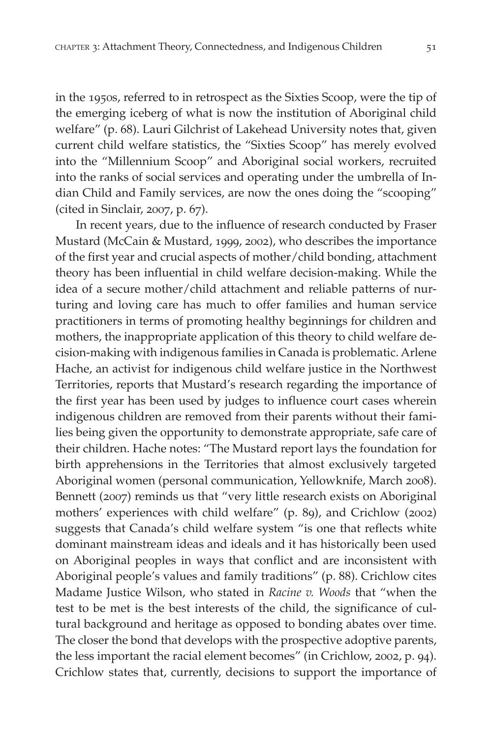in the 1950s, referred to in retrospect as the Sixties Scoop, were the tip of the emerging iceberg of what is now the institution of Aboriginal child welfare" (p. 68). Lauri Gilchrist of Lakehead University notes that, given current child welfare statistics, the "Sixties Scoop" has merely evolved into the "Millennium Scoop" and Aboriginal social workers, recruited into the ranks of social services and operating under the umbrella of Indian Child and Family services, are now the ones doing the "scooping" (cited in Sinclair, 2007, p. 67).

In recent years, due to the influence of research conducted by Fraser Mustard (McCain & Mustard, 1999, 2002), who describes the importance of the first year and crucial aspects of mother/child bonding, attachment theory has been influential in child welfare decision-making. While the idea of a secure mother/child attachment and reliable patterns of nurturing and loving care has much to offer families and human service practitioners in terms of promoting healthy beginnings for children and mothers, the inappropriate application of this theory to child welfare decision-making with indigenous families in Canada is problematic. Arlene Hache, an activist for indigenous child welfare justice in the Northwest Territories, reports that Mustard's research regarding the importance of the first year has been used by judges to influence court cases wherein indigenous children are removed from their parents without their families being given the opportunity to demonstrate appropriate, safe care of their children. Hache notes: "The Mustard report lays the foundation for birth apprehensions in the Territories that almost exclusively targeted Aboriginal women (personal communication, Yellowknife, March 2008). Bennett (2007) reminds us that "very little research exists on Aboriginal mothers' experiences with child welfare" (p. 89), and Crichlow (2002) suggests that Canada's child welfare system "is one that reflects white dominant mainstream ideas and ideals and it has historically been used on Aboriginal peoples in ways that conflict and are inconsistent with Aboriginal people's values and family traditions" (p. 88). Crichlow cites Madame Justice Wilson, who stated in *Racine v. Woods* that "when the test to be met is the best interests of the child, the significance of cultural background and heritage as opposed to bonding abates over time. The closer the bond that develops with the prospective adoptive parents, the less important the racial element becomes" (in Crichlow, 2002, p. 94). Crichlow states that, currently, decisions to support the importance of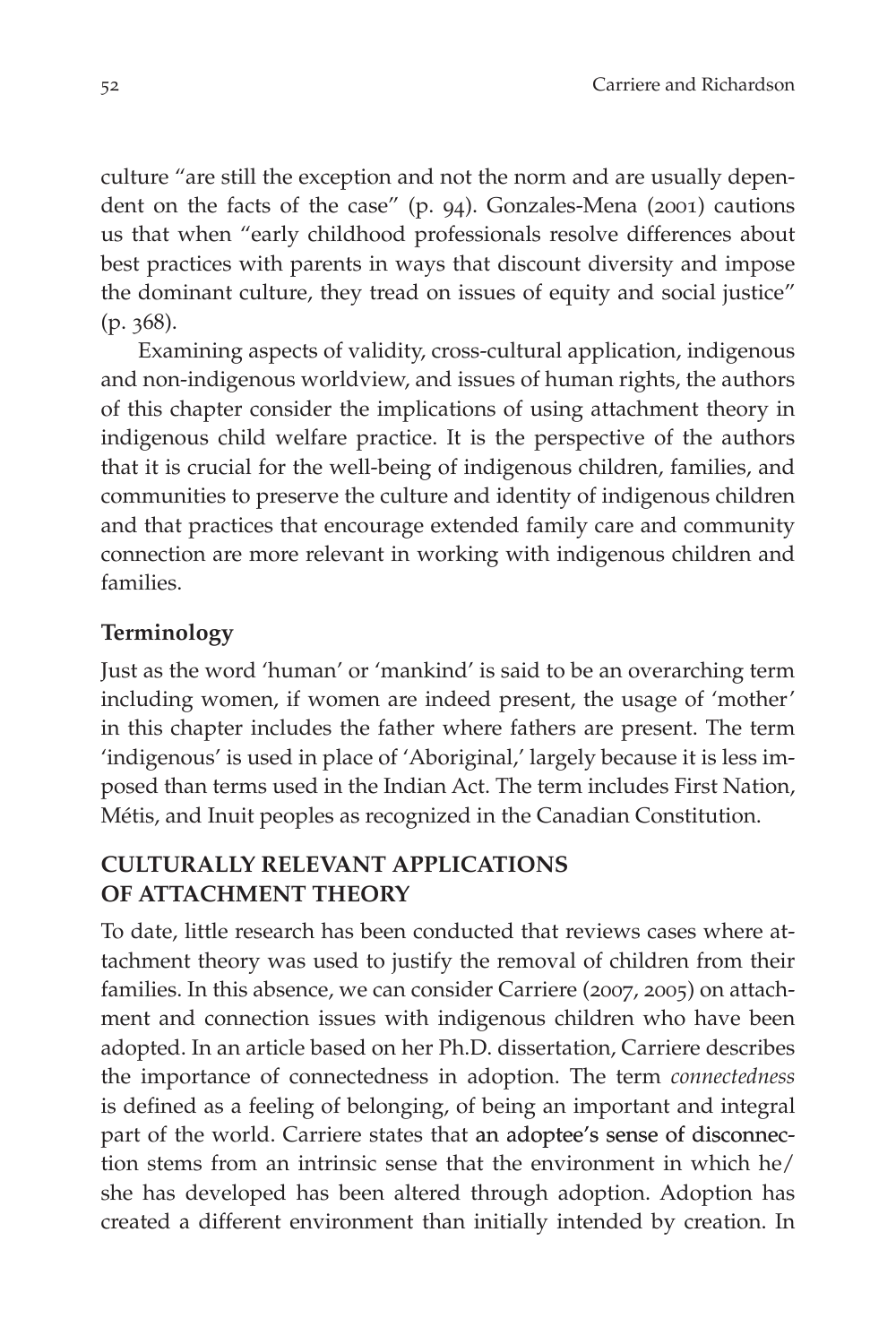culture "are still the exception and not the norm and are usually dependent on the facts of the case" (p. 94). Gonzales-Mena (2001) cautions us that when "early childhood professionals resolve differences about best practices with parents in ways that discount diversity and impose the dominant culture, they tread on issues of equity and social justice" (p. 368).

Examining aspects of validity, cross-cultural application, indigenous and non-indigenous worldview, and issues of human rights, the authors of this chapter consider the implications of using attachment theory in indigenous child welfare practice. It is the perspective of the authors that it is crucial for the well-being of indigenous children, families, and communities to preserve the culture and identity of indigenous children and that practices that encourage extended family care and community connection are more relevant in working with indigenous children and families.

### Terminology

Just as the word 'human' or 'mankind' is said to be an overarching term including women, if women are indeed present, the usage of 'mother' in this chapter includes the father where fathers are present. The term 'indigenous' is used in place of 'Aboriginal,' largely because it is less imposed than terms used in the Indian Act. The term includes First Nation, Métis, and Inuit peoples as recognized in the Canadian Constitution.

## CULTURALLY RELEVANT APPLICATIONS OF ATTACHMENT THEORY

To date, little research has been conducted that reviews cases where attachment theory was used to justify the removal of children from their families. In this absence, we can consider Carriere (2007, 2005) on attachment and connection issues with indigenous children who have been adopted. In an article based on her Ph.D. dissertation, Carriere describes the importance of connectedness in adoption. The term *connectedness* is defined as a feeling of belonging, of being an important and integral part of the world. Carriere states that an adoptee's sense of disconnection stems from an intrinsic sense that the environment in which he/she has developed has been altered through adoption. Adoption has created a different environment than initially intended by creation. In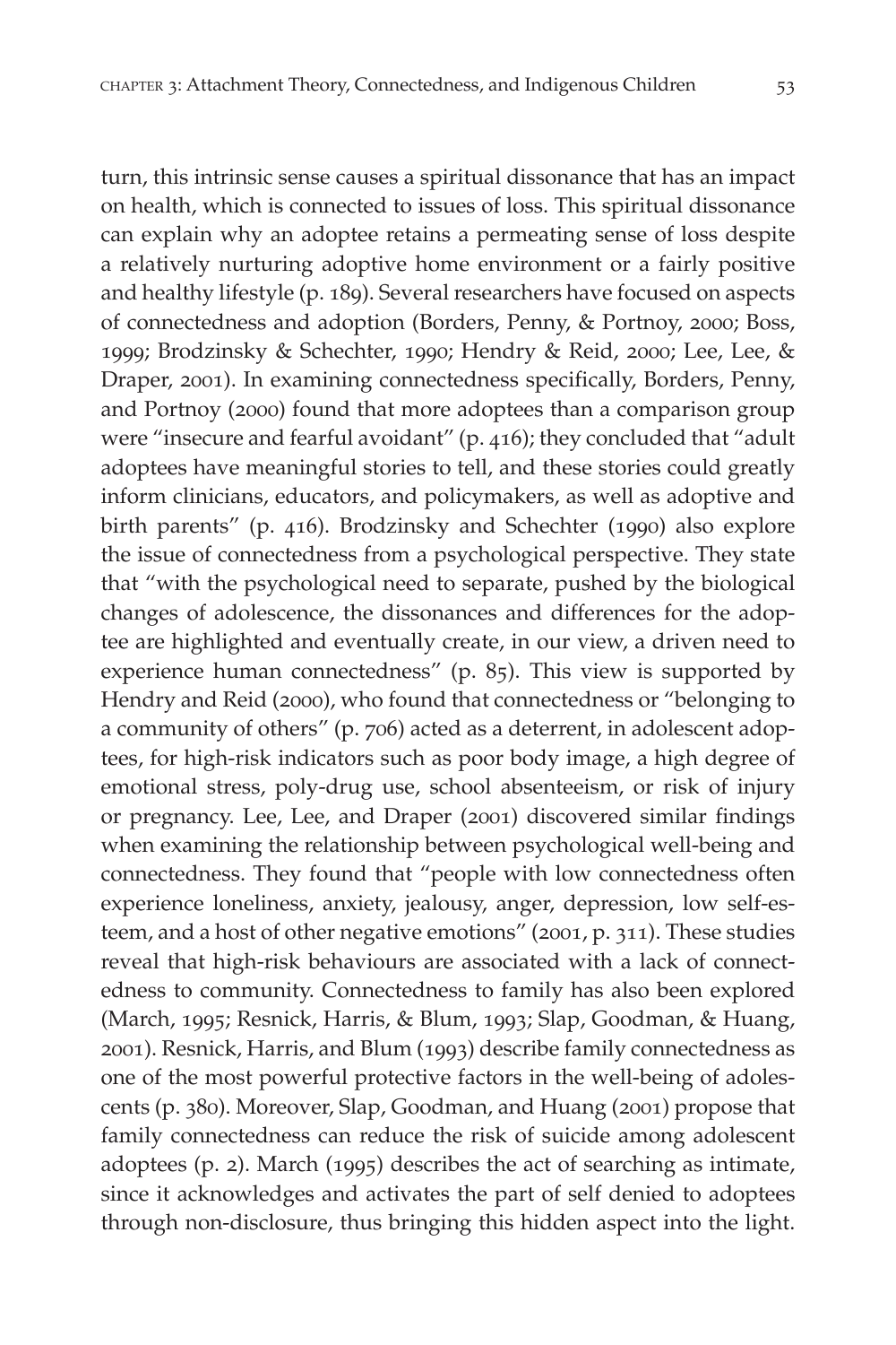turn, this intrinsic sense causes a spiritual dissonance that has an impact on health, which is connected to issues of loss. This spiritual dissonance can explain why an adoptee retains a permeating sense of loss despite a relatively nurturing adoptive home environment or a fairly positive and healthy lifestyle (p. 189). Several researchers have focused on aspects of connectedness and adoption (Borders, Penny, & Portnoy, 2000; Boss, 1999; Brodzinsky & Schechter, 1990; Hendry & Reid, 2000; Lee, Lee, & Draper, 2001). In examining connectedness specifically, Borders, Penny, and Portnoy (2000) found that more adoptees than a comparison group were "insecure and fearful avoidant" (p. 416); they concluded that "adult adoptees have meaningful stories to tell, and these stories could greatly inform clinicians, educators, and policymakers, as well as adoptive and birth parents" (p. 416). Brodzinsky and Schechter (1990) also explore the issue of connectedness from a psychological perspective. They state that "with the psychological need to separate, pushed by the biological changes of adolescence, the dissonances and differences for the adoptee are highlighted and eventually create, in our view, a driven need to experience human connectedness" (p. 85). This view is supported by Hendry and Reid (2000), who found that connectedness or "belonging to a community of others" (p. 706) acted as a deterrent, in adolescent adoptees, for high-risk indicators such as poor body image, a high degree of emotional stress, poly-drug use, school absenteeism, or risk of injury or pregnancy. Lee, Lee, and Draper (2001) discovered similar findings when examining the relationship between psychological well-being and connectedness. They found that "people with low connectedness often experience loneliness, anxiety, jealousy, anger, depression, low self-esteem, and a host of other negative emotions" (2001, p. 311). These studies reveal that high-risk behaviours are associated with a lack of connectedness to community. Connectedness to family has also been explored (March, 1995; Resnick, Harris, & Blum, 1993; Slap, Goodman, & Huang, 2001). Resnick, Harris, and Blum (1993) describe family connectedness as one of the most powerful protective factors in the well-being of adolescents (p. 380). Moreover, Slap, Goodman, and Huang (2001) propose that family connectedness can reduce the risk of suicide among adolescent adoptees (p. 2). March (1995) describes the act of searching as intimate, since it acknowledges and activates the part of self denied to adoptees through non-disclosure, thus bringing this hidden aspect into the light.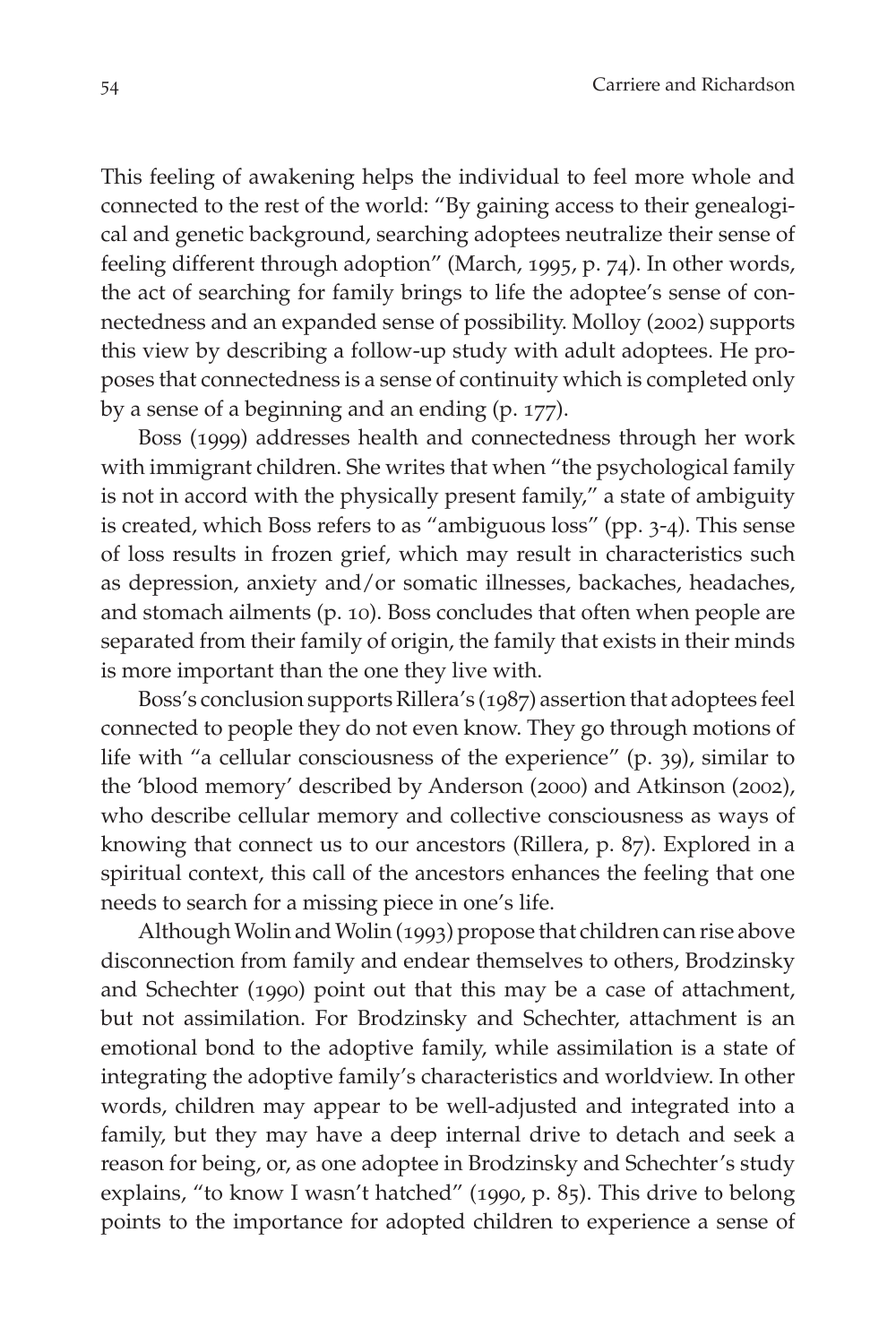This feeling of awakening helps the individual to feel more whole and connected to the rest of the world: "By gaining access to their genealogical and genetic background, searching adoptees neutralize their sense of feeling different through adoption" (March, 1995, p. 74). In other words, the act of searching for family brings to life the adoptee's sense of connectedness and an expanded sense of possibility. Molloy (2002) supports this view by describing a follow-up study with adult adoptees. He proposes that connectedness is a sense of continuity which is completed only by a sense of a beginning and an ending (p. 177).

Boss (1999) addresses health and connectedness through her work with immigrant children. She writes that when "the psychological family is not in accord with the physically present family," a state of ambiguity is created, which Boss refers to as "ambiguous loss" (pp. 3-4). This sense of loss results in frozen grief, which may result in characteristics such as depression, anxiety and/or somatic illnesses, backaches, headaches, and stomach ailments (p. 10). Boss concludes that often when people are separated from their family of origin, the family that exists in their minds is more important than the one they live with.

Boss's conclusion supports Rillera's (1987) assertion that adoptees feel connected to people they do not even know. They go through motions of life with "a cellular consciousness of the experience" (p. 39), similar to the 'blood memory' described by Anderson (2000) and Atkinson (2002), who describe cellular memory and collective consciousness as ways of knowing that connect us to our ancestors (Rillera, p. 87). Explored in a spiritual context, this call of the ancestors enhances the feeling that one needs to search for a missing piece in one's life.

Although Wolin and Wolin (1993) propose that children can rise above disconnection from family and endear themselves to others, Brodzinsky and Schechter (1990) point out that this may be a case of attachment, but not assimilation. For Brodzinsky and Schechter, attachment is an emotional bond to the adoptive family, while assimilation is a state of integrating the adoptive family's characteristics and worldview. In other words, children may appear to be well-adjusted and integrated into a family, but they may have a deep internal drive to detach and seek a reason for being, or, as one adoptee in Brodzinsky and Schechter's study explains, "to know I wasn't hatched" (1990, p. 85). This drive to belong points to the importance for adopted children to experience a sense of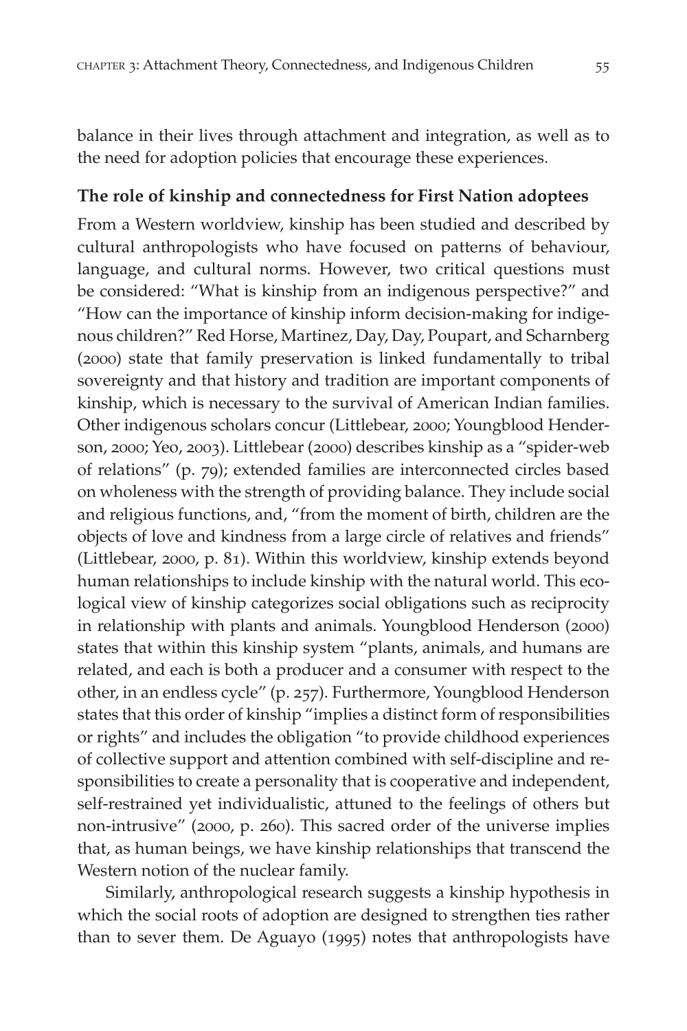balance in their lives through attachment and integration, as well as to the need for adoption policies that encourage these experiences.

### The role of kinship and connectedness for First Nation adoptees

From a Western worldview, kinship has been studied and described by cultural anthropologists who have focused on patterns of behaviour, language, and cultural norms. However, two critical questions must be considered: "What is kinship from an indigenous perspective?" and "How can the importance of kinship inform decision-making for indigenous children?" Red Horse, Martinez, Day, Day, Poupart, and Scharnberg (2000) state that family preservation is linked fundamentally to tribal sovereignty and that history and tradition are important components of kinship, which is necessary to the survival of American Indian families. Other indigenous scholars concur (Littlebear, 2000; Youngblood Henderson, 2000; Yeo, 2003). Littlebear (2000) describes kinship as a "spider-web of relations" (p. 79); extended families are interconnected circles based on wholeness with the strength of providing balance. They include social and religious functions, and, "from the moment of birth, children are the objects of love and kindness from a large circle of relatives and friends" (Littlebear, 2000, p. 81). Within this worldview, kinship extends beyond human relationships to include kinship with the natural world. This ecological view of kinship categorizes social obligations such as reciprocity in relationship with plants and animals. Youngblood Henderson (2000) states that within this kinship system "plants, animals, and humans are related, and each is both a producer and a consumer with respect to the other, in an endless cycle" (p. 257). Furthermore, Youngblood Henderson states that this order of kinship "implies a distinct form of responsibilities or rights" and includes the obligation "to provide childhood experiences of collective support and attention combined with self-discipline and responsibilities to create a personality that is cooperative and independent, self-restrained yet individualistic, attuned to the feelings of others but non-intrusive" (2000, p. 260). This sacred order of the universe implies that, as human beings, we have kinship relationships that transcend the Western notion of the nuclear family.

Similarly, anthropological research suggests a kinship hypothesis in which the social roots of adoption are designed to strengthen ties rather than to sever them. De Aguayo (1995) notes that anthropologists have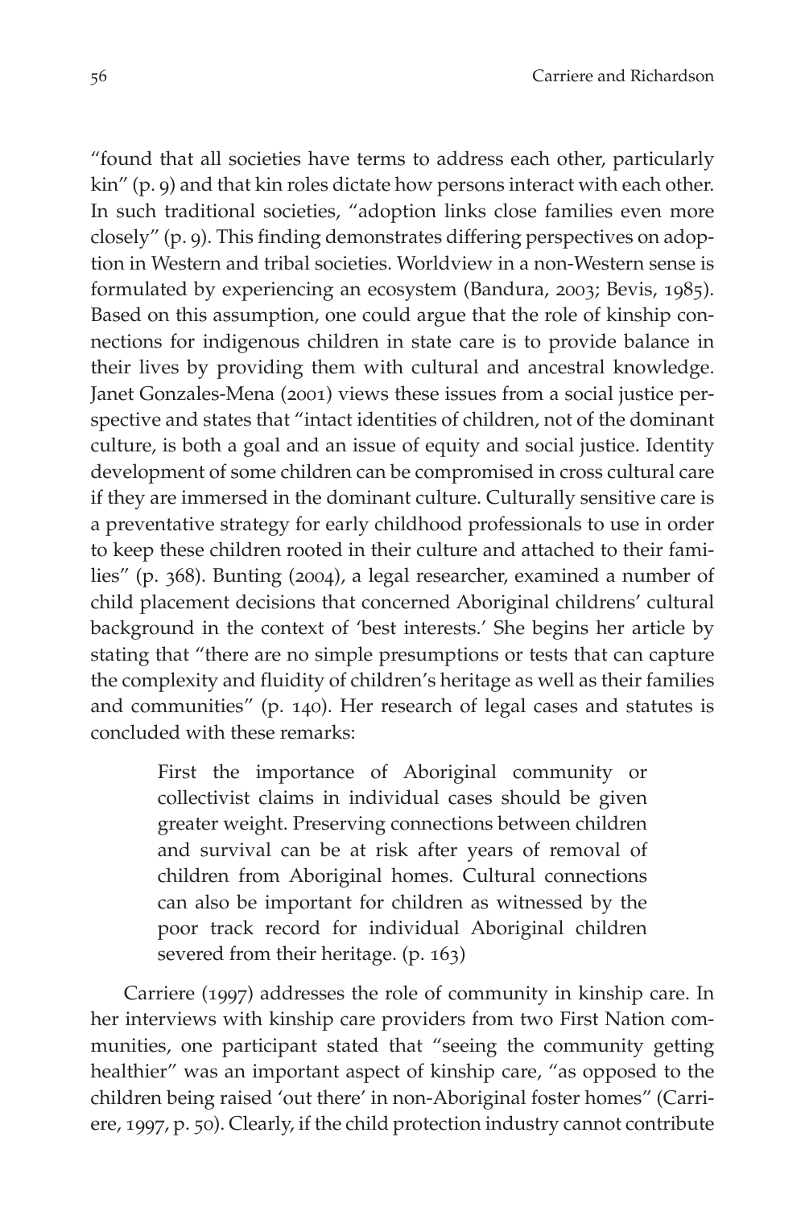"found that all societies have terms to address each other, particularly kin" (p. 9) and that kin roles dictate how persons interact with each other. In such traditional societies, "adoption links close families even more closely" (p. 9). This finding demonstrates differing perspectives on adoption in Western and tribal societies. Worldview in a non-Western sense is formulated by experiencing an ecosystem (Bandura, 2003; Bevis, 1985). Based on this assumption, one could argue that the role of kinship connections for indigenous children in state care is to provide balance in their lives by providing them with cultural and ancestral knowledge. Janet Gonzales-Mena (2001) views these issues from a social justice perspective and states that "intact identities of children, not of the dominant culture, is both a goal and an issue of equity and social justice. Identity development of some children can be compromised in cross cultural care if they are immersed in the dominant culture. Culturally sensitive care is a preventative strategy for early childhood professionals to use in order to keep these children rooted in their culture and attached to their families" (p. 368). Bunting (2004), a legal researcher, examined a number of child placement decisions that concerned Aboriginal childrens' cultural background in the context of 'best interests.' She begins her article by stating that "there are no simple presumptions or tests that can capture the complexity and fluidity of children's heritage as well as their families and communities" (p. 140). Her research of legal cases and statutes is concluded with these remarks:

> First the importance of Aboriginal community or collectivist claims in individual cases should be given greater weight. Preserving connections between children and survival can be at risk after years of removal of children from Aboriginal homes. Cultural connections can also be important for children as witnessed by the poor track record for individual Aboriginal children severed from their heritage. (p. 163)

Carriere (1997) addresses the role of community in kinship care. In her interviews with kinship care providers from two First Nation communities, one participant stated that "seeing the community getting healthier" was an important aspect of kinship care, "as opposed to the children being raised 'out there' in non-Aboriginal foster homes" (Carriere, 1997, p. 50). Clearly, if the child protection industry cannot contribute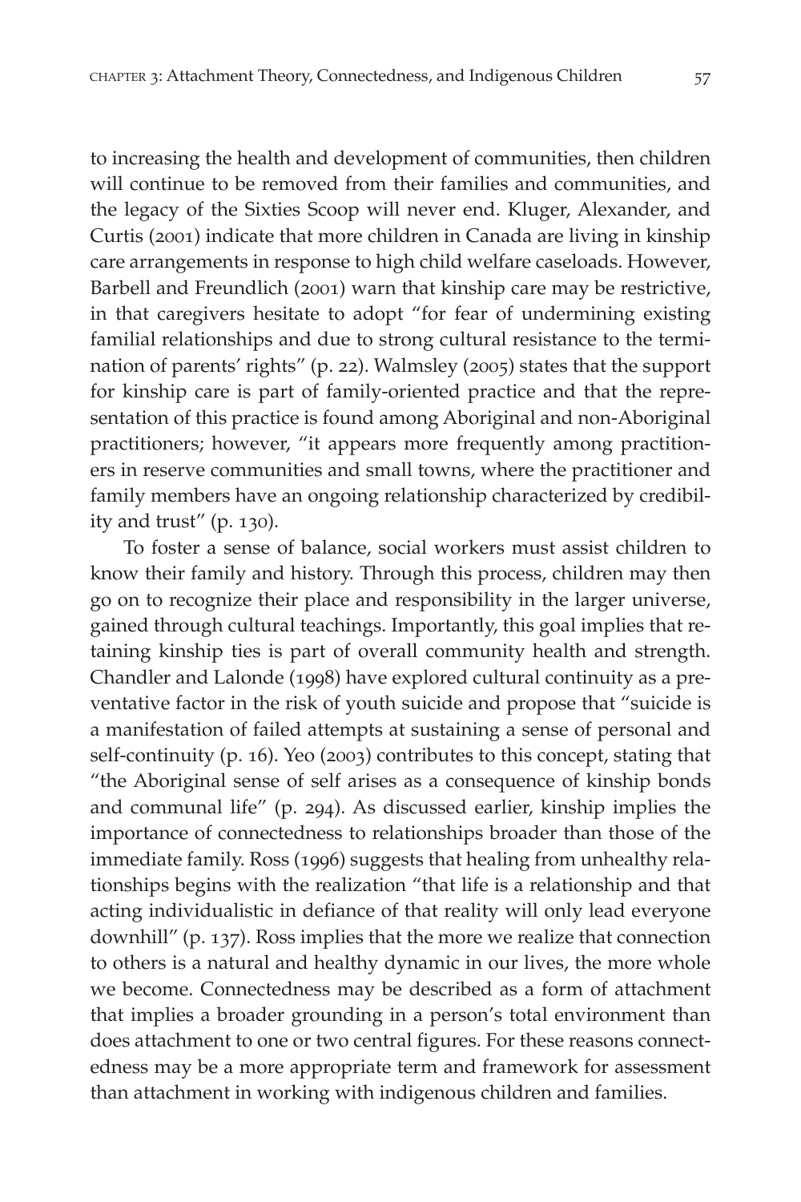to increasing the health and development of communities, then children will continue to be removed from their families and communities, and the legacy of the Sixties Scoop will never end. Kluger, Alexander, and Curtis (2001) indicate that more children in Canada are living in kinship care arrangements in response to high child welfare caseloads. However, Barbell and Freundlich (2001) warn that kinship care may be restrictive, in that caregivers hesitate to adopt "for fear of undermining existing familial relationships and due to strong cultural resistance to the termination of parents' rights" (p. 22). Walmsley (2005) states that the support for kinship care is part of family-oriented practice and that the representation of this practice is found among Aboriginal and non-Aboriginal practitioners; however, "it appears more frequently among practitioners in reserve communities and small towns, where the practitioner and family members have an ongoing relationship characterized by credibility and trust" (p. 130).

To foster a sense of balance, social workers must assist children to know their family and history. Through this process, children may then go on to recognize their place and responsibility in the larger universe, gained through cultural teachings. Importantly, this goal implies that retaining kinship ties is part of overall community health and strength. Chandler and Lalonde (1998) have explored cultural continuity as a preventative factor in the risk of youth suicide and propose that "suicide is a manifestation of failed attempts at sustaining a sense of personal and self-continuity (p. 16). Yeo (2003) contributes to this concept, stating that "the Aboriginal sense of self arises as a consequence of kinship bonds and communal life" (p. 294). As discussed earlier, kinship implies the importance of connectedness to relationships broader than those of the immediate family. Ross (1996) suggests that healing from unhealthy relationships begins with the realization "that life is a relationship and that acting individualistic in defiance of that reality will only lead everyone downhill" (p. 137). Ross implies that the more we realize that connection to others is a natural and healthy dynamic in our lives, the more whole we become. Connectedness may be described as a form of attachment that implies a broader grounding in a person's total environment than does attachment to one or two central figures. For these reasons connectedness may be a more appropriate term and framework for assessment than attachment in working with indigenous children and families.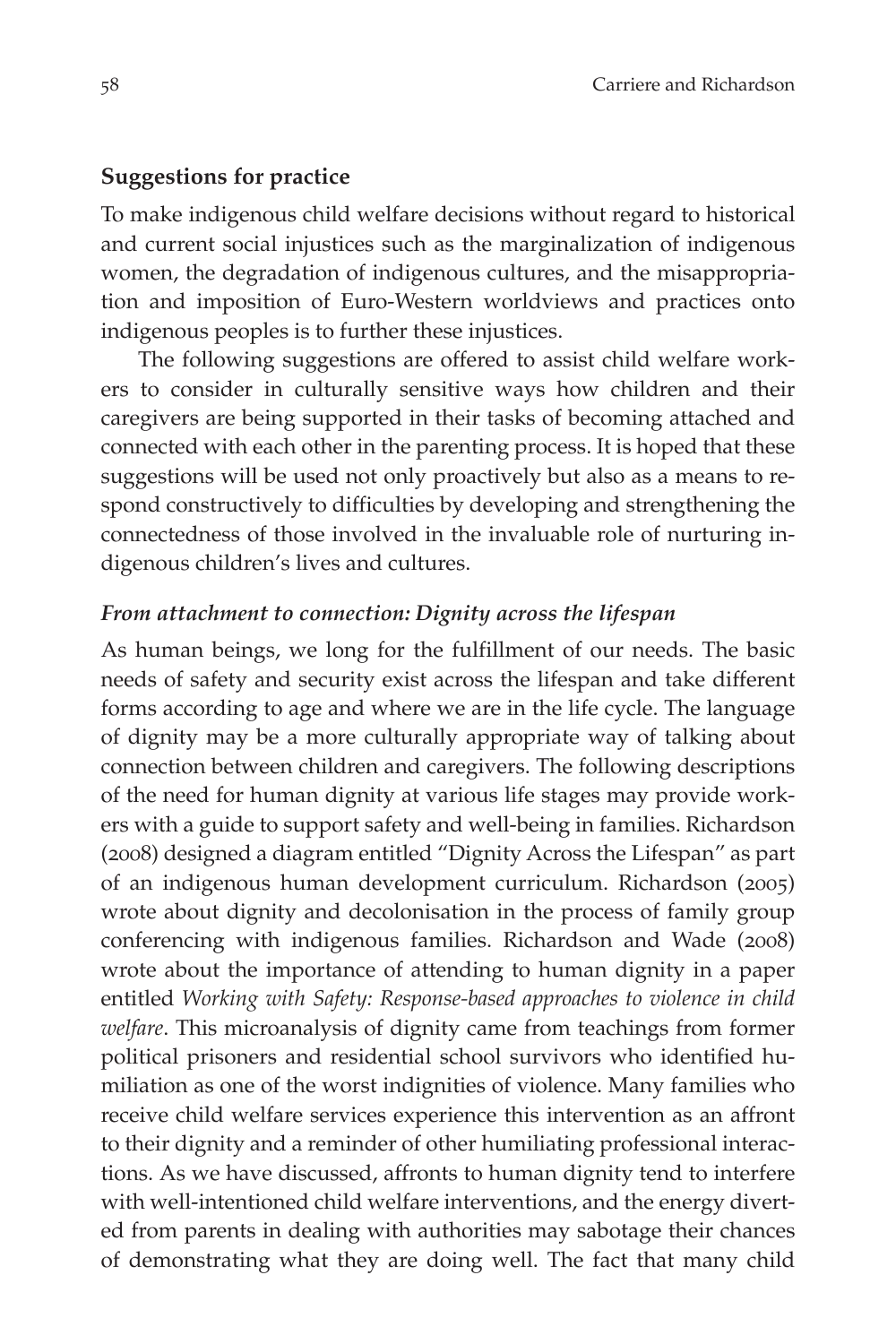## Suggestions for practice

To make indigenous child welfare decisions without regard to historical and current social injustices such as the marginalization of indigenous women, the degradation of indigenous cultures, and the misappropriation and imposition of Euro-Western worldviews and practices onto indigenous peoples is to further these injustices.

The following suggestions are offered to assist child welfare workers to consider in culturally sensitive ways how children and their caregivers are being supported in their tasks of becoming attached and connected with each other in the parenting process. It is hoped that these suggestions will be used not only proactively but also as a means to respond constructively to difficulties by developing and strengthening the connectedness of those involved in the invaluable role of nurturing indigenous children's lives and cultures.

### *From attachment to connection: Dignity across the lifespan*

As human beings, we long for the fulfillment of our needs. The basic needs of safety and security exist across the lifespan and take different forms according to age and where we are in the life cycle. The language of dignity may be a more culturally appropriate way of talking about connection between children and caregivers. The following descriptions of the need for human dignity at various life stages may provide workers with a guide to support safety and well-being in families. Richardson (2008) designed a diagram entitled "Dignity Across the Lifespan" as part of an indigenous human development curriculum. Richardson (2005) wrote about dignity and decolonisation in the process of family group conferencing with indigenous families. Richardson and Wade (2008) wrote about the importance of attending to human dignity in a paper entitled *Working with Safety: Response-based approaches to violence in child welfare*. This microanalysis of dignity came from teachings from former political prisoners and residential school survivors who identified humiliation as one of the worst indignities of violence. Many families who receive child welfare services experience this intervention as an affront to their dignity and a reminder of other humiliating professional interactions. As we have discussed, affronts to human dignity tend to interfere with well-intentioned child welfare interventions, and the energy diverted from parents in dealing with authorities may sabotage their chances of demonstrating what they are doing well. The fact that many child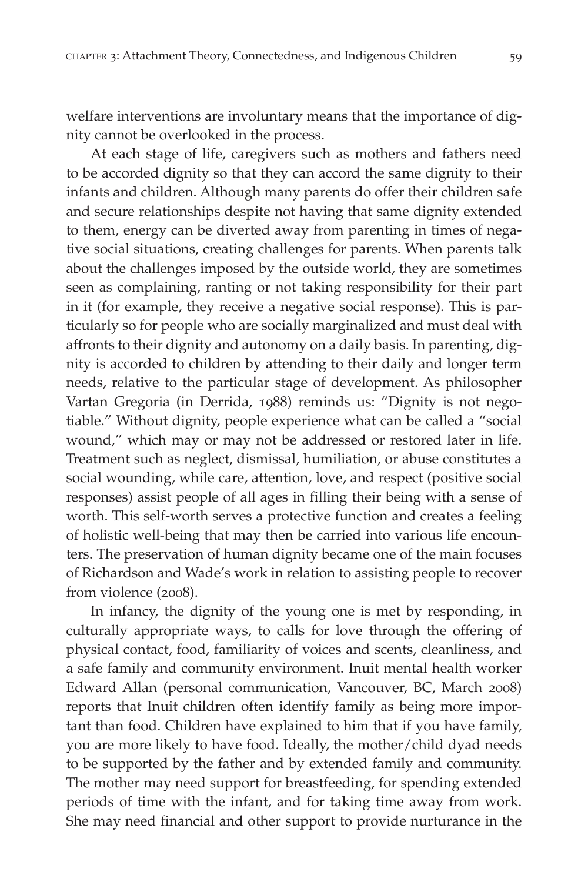welfare interventions are involuntary means that the importance of dignity cannot be overlooked in the process.

At each stage of life, caregivers such as mothers and fathers need to be accorded dignity so that they can accord the same dignity to their infants and children. Although many parents do offer their children safe and secure relationships despite not having that same dignity extended to them, energy can be diverted away from parenting in times of negative social situations, creating challenges for parents. When parents talk about the challenges imposed by the outside world, they are sometimes seen as complaining, ranting or not taking responsibility for their part in it (for example, they receive a negative social response). This is particularly so for people who are socially marginalized and must deal with affronts to their dignity and autonomy on a daily basis. In parenting, dignity is accorded to children by attending to their daily and longer term needs, relative to the particular stage of development. As philosopher Vartan Gregoria (in Derrida, 1988) reminds us: "Dignity is not negotiable." Without dignity, people experience what can be called a "social wound," which may or may not be addressed or restored later in life. Treatment such as neglect, dismissal, humiliation, or abuse constitutes a social wounding, while care, attention, love, and respect (positive social responses) assist people of all ages in filling their being with a sense of worth. This self-worth serves a protective function and creates a feeling of holistic well-being that may then be carried into various life encounters. The preservation of human dignity became one of the main focuses of Richardson and Wade's work in relation to assisting people to recover from violence (2008).

In infancy, the dignity of the young one is met by responding, in culturally appropriate ways, to calls for love through the offering of physical contact, food, familiarity of voices and scents, cleanliness, and a safe family and community environment. Inuit mental health worker Edward Allan (personal communication, Vancouver, BC, March 2008) reports that Inuit children often identify family as being more important than food. Children have explained to him that if you have family, you are more likely to have food. Ideally, the mother/child dyad needs to be supported by the father and by extended family and community. The mother may need support for breastfeeding, for spending extended periods of time with the infant, and for taking time away from work. She may need financial and other support to provide nurturance in the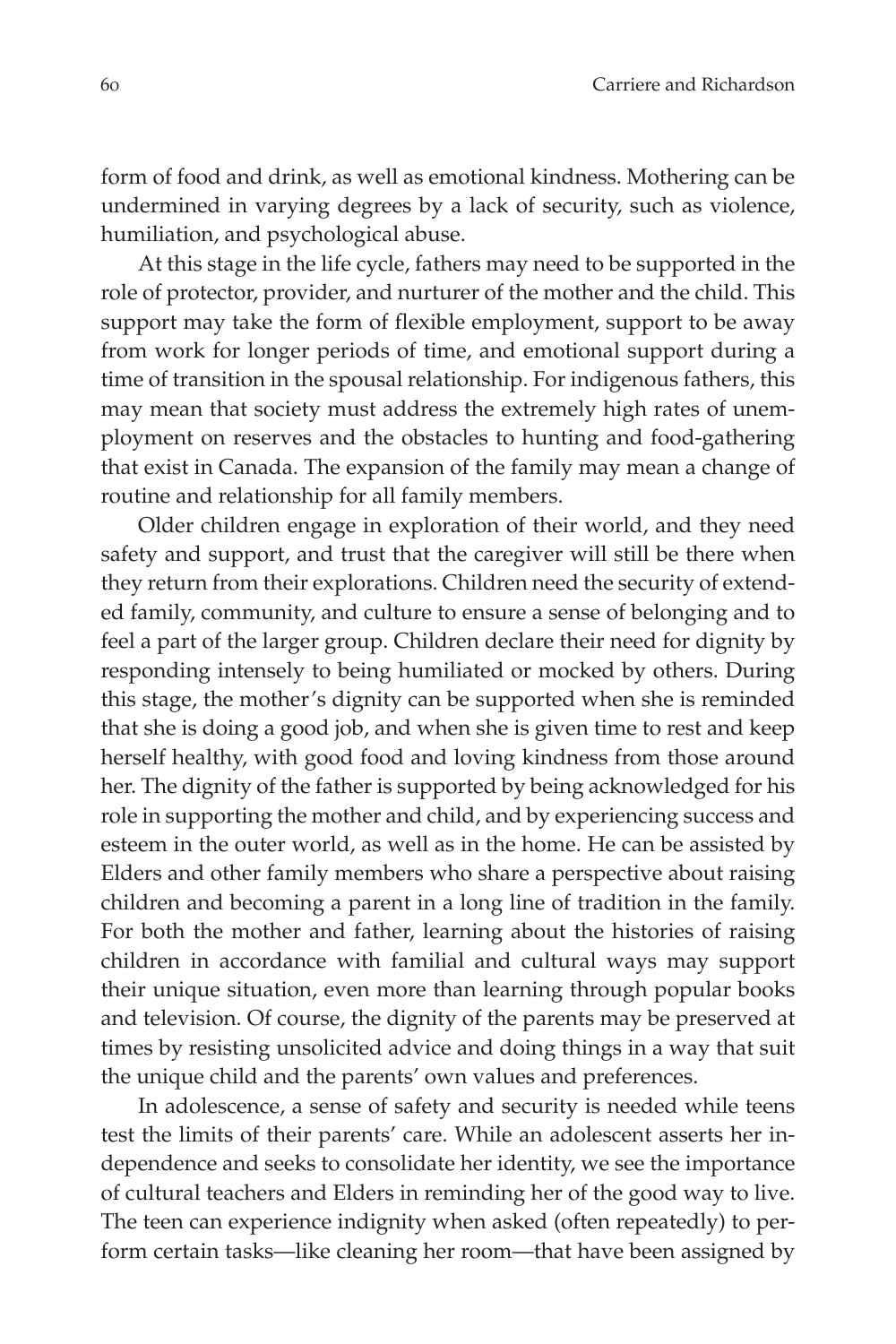form of food and drink, as well as emotional kindness. Mothering can be undermined in varying degrees by a lack of security, such as violence, humiliation, and psychological abuse.

At this stage in the life cycle, fathers may need to be supported in the role of protector, provider, and nurturer of the mother and the child. This support may take the form of flexible employment, support to be away from work for longer periods of time, and emotional support during a time of transition in the spousal relationship. For indigenous fathers, this may mean that society must address the extremely high rates of unemployment on reserves and the obstacles to hunting and food-gathering that exist in Canada. The expansion of the family may mean a change of routine and relationship for all family members.

Older children engage in exploration of their world, and they need safety and support, and trust that the caregiver will still be there when they return from their explorations. Children need the security of extended family, community, and culture to ensure a sense of belonging and to feel a part of the larger group. Children declare their need for dignity by responding intensely to being humiliated or mocked by others. During this stage, the mother's dignity can be supported when she is reminded that she is doing a good job, and when she is given time to rest and keep herself healthy, with good food and loving kindness from those around her. The dignity of the father is supported by being acknowledged for his role in supporting the mother and child, and by experiencing success and esteem in the outer world, as well as in the home. He can be assisted by Elders and other family members who share a perspective about raising children and becoming a parent in a long line of tradition in the family. For both the mother and father, learning about the histories of raising children in accordance with familial and cultural ways may support their unique situation, even more than learning through popular books and television. Of course, the dignity of the parents may be preserved at times by resisting unsolicited advice and doing things in a way that suit the unique child and the parents' own values and preferences.

In adolescence, a sense of safety and security is needed while teens test the limits of their parents' care. While an adolescent asserts her independence and seeks to consolidate her identity, we see the importance of cultural teachers and Elders in reminding her of the good way to live. The teen can experience indignity when asked (often repeatedly) to perform certain tasks—like cleaning her room—that have been assigned by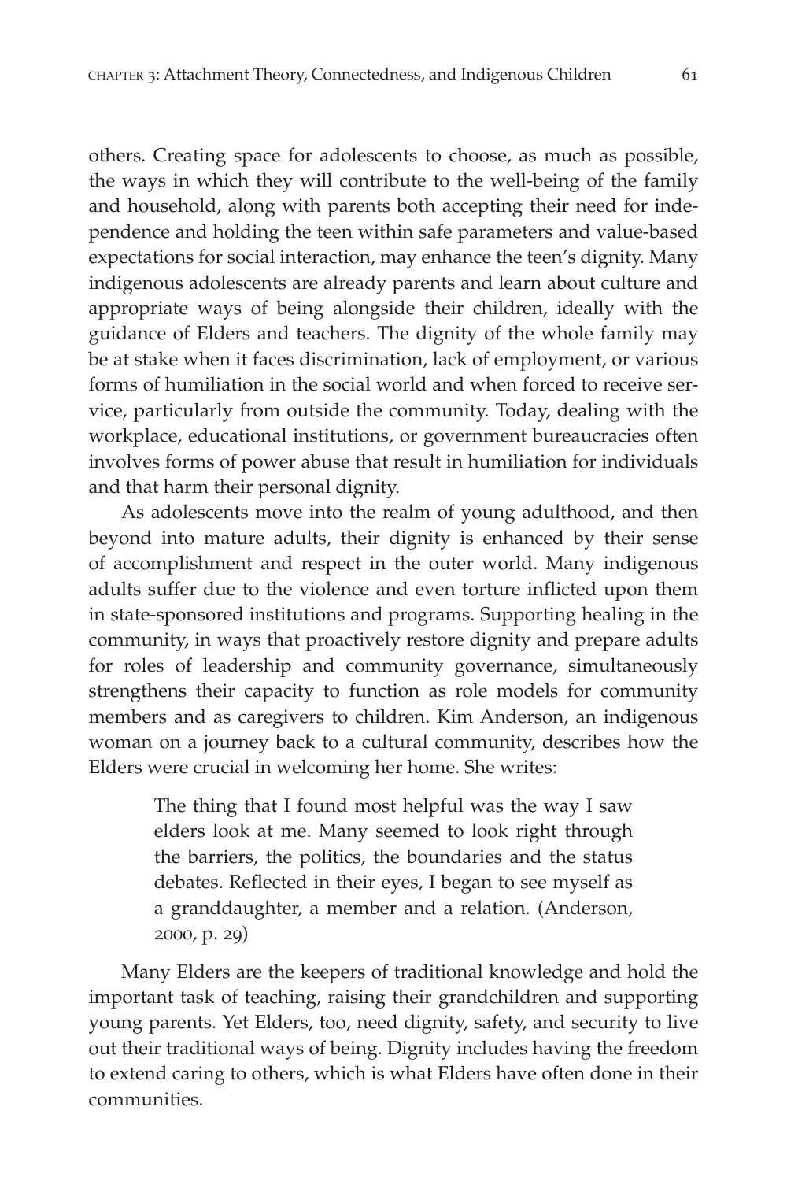others. Creating space for adolescents to choose, as much as possible, the ways in which they will contribute to the well-being of the family and household, along with parents both accepting their need for independence and holding the teen within safe parameters and value-based expectations for social interaction, may enhance the teen's dignity. Many indigenous adolescents are already parents and learn about culture and appropriate ways of being alongside their children, ideally with the guidance of Elders and teachers. The dignity of the whole family may be at stake when it faces discrimination, lack of employment, or various forms of humiliation in the social world and when forced to receive service, particularly from outside the community. Today, dealing with the workplace, educational institutions, or government bureaucracies often involves forms of power abuse that result in humiliation for individuals and that harm their personal dignity.

As adolescents move into the realm of young adulthood, and then beyond into mature adults, their dignity is enhanced by their sense of accomplishment and respect in the outer world. Many indigenous adults suffer due to the violence and even torture inflicted upon them in state-sponsored institutions and programs. Supporting healing in the community, in ways that proactively restore dignity and prepare adults for roles of leadership and community governance, simultaneously strengthens their capacity to function as role models for community members and as caregivers to children. Kim Anderson, an indigenous woman on a journey back to a cultural community, describes how the Elders were crucial in welcoming her home. She writes:

> The thing that I found most helpful was the way I saw elders look at me. Many seemed to look right through the barriers, the politics, the boundaries and the status debates. Reflected in their eyes, I began to see myself as a granddaughter, a member and a relation. (Anderson, 2000, p. 29)

Many Elders are the keepers of traditional knowledge and hold the important task of teaching, raising their grandchildren and supporting young parents. Yet Elders, too, need dignity, safety, and security to live out their traditional ways of being. Dignity includes having the freedom to extend caring to others, which is what Elders have often done in their communities.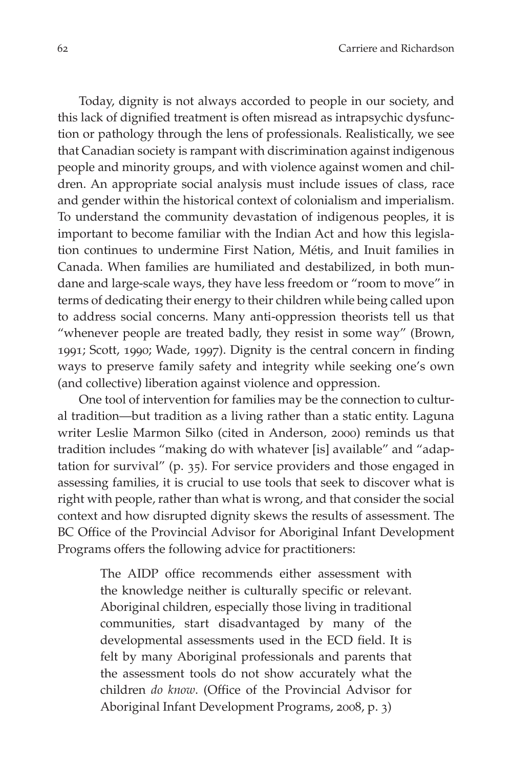Today, dignity is not always accorded to people in our society, and this lack of dignified treatment is often misread as intrapsychic dysfunction or pathology through the lens of professionals. Realistically, we see that Canadian society is rampant with discrimination against indigenous people and minority groups, and with violence against women and children. An appropriate social analysis must include issues of class, race and gender within the historical context of colonialism and imperialism. To understand the community devastation of indigenous peoples, it is important to become familiar with the Indian Act and how this legislation continues to undermine First Nation, Métis, and Inuit families in Canada. When families are humiliated and destabilized, in both mundane and large-scale ways, they have less freedom or "room to move" in terms of dedicating their energy to their children while being called upon to address social concerns. Many anti-oppression theorists tell us that "whenever people are treated badly, they resist in some way" (Brown, 1991; Scott, 1990; Wade, 1997). Dignity is the central concern in finding ways to preserve family safety and integrity while seeking one's own (and collective) liberation against violence and oppression.

One tool of intervention for families may be the connection to cultural tradition—but tradition as a living rather than a static entity. Laguna writer Leslie Marmon Silko (cited in Anderson, 2000) reminds us that tradition includes "making do with whatever [is] available" and "adaptation for survival" (p. 35). For service providers and those engaged in assessing families, it is crucial to use tools that seek to discover what is right with people, rather than what is wrong, and that consider the social context and how disrupted dignity skews the results of assessment. The BC Office of the Provincial Advisor for Aboriginal Infant Development Programs offers the following advice for practitioners:

> The AIDP office recommends either assessment with the knowledge neither is culturally specific or relevant. Aboriginal children, especially those living in traditional communities, start disadvantaged by many of the developmental assessments used in the ECD field. It is felt by many Aboriginal professionals and parents that the assessment tools do not show accurately what the children *do know*. (Office of the Provincial Advisor for Aboriginal Infant Development Programs, 2008, p. 3)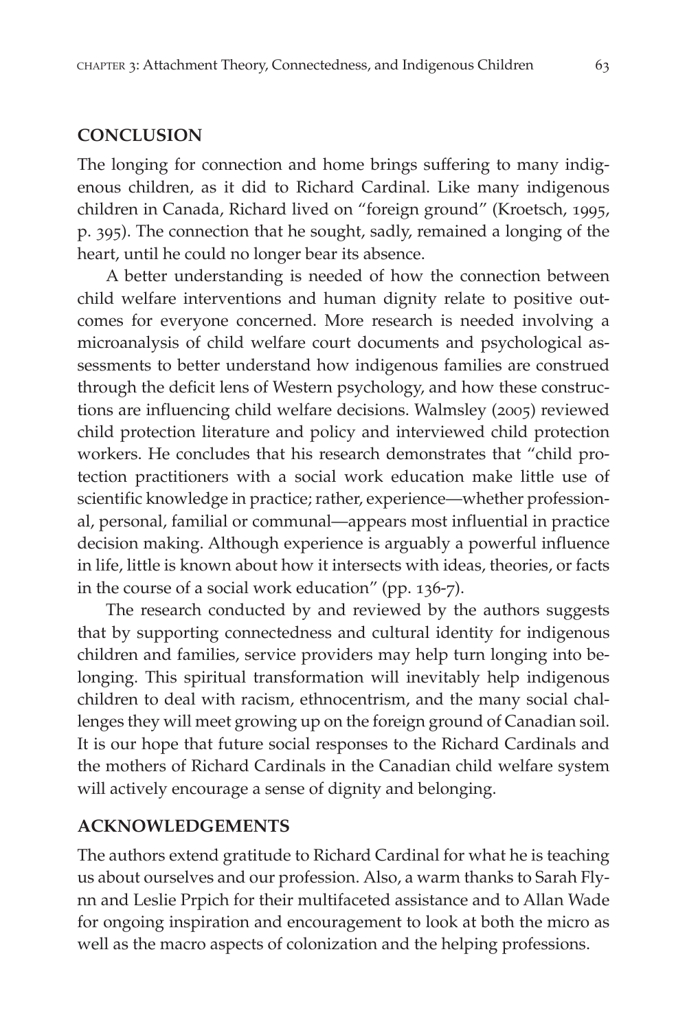## CONCLUSION

The longing for connection and home brings suffering to many indigenous children, as it did to Richard Cardinal. Like many indigenous children in Canada, Richard lived on "foreign ground" (Kroetsch, 1995, p. 395). The connection that he sought, sadly, remained a longing of the heart, until he could no longer bear its absence.

A better understanding is needed of how the connection between child welfare interventions and human dignity relate to positive outcomes for everyone concerned. More research is needed involving a microanalysis of child welfare court documents and psychological assessments to better understand how indigenous families are construed through the deficit lens of Western psychology, and how these constructions are influencing child welfare decisions. Walmsley (2005) reviewed child protection literature and policy and interviewed child protection workers. He concludes that his research demonstrates that "child protection practitioners with a social work education make little use of scientific knowledge in practice; rather, experience—whether professional, personal, familial or communal—appears most influential in practice decision making. Although experience is arguably a powerful influence in life, little is known about how it intersects with ideas, theories, or facts in the course of a social work education" (pp. 136-7).

The research conducted by and reviewed by the authors suggests that by supporting connectedness and cultural identity for indigenous children and families, service providers may help turn longing into belonging. This spiritual transformation will inevitably help indigenous children to deal with racism, ethnocentrism, and the many social challenges they will meet growing up on the foreign ground of Canadian soil. It is our hope that future social responses to the Richard Cardinals and the mothers of Richard Cardinals in the Canadian child welfare system will actively encourage a sense of dignity and belonging.

## ACKNOWLEDGEMENTS

The authors extend gratitude to Richard Cardinal for what he is teaching us about ourselves and our profession. Also, a warm thanks to Sarah Flynn and Leslie Prpich for their multifaceted assistance and to Allan Wade for ongoing inspiration and encouragement to look at both the micro as well as the macro aspects of colonization and the helping professions.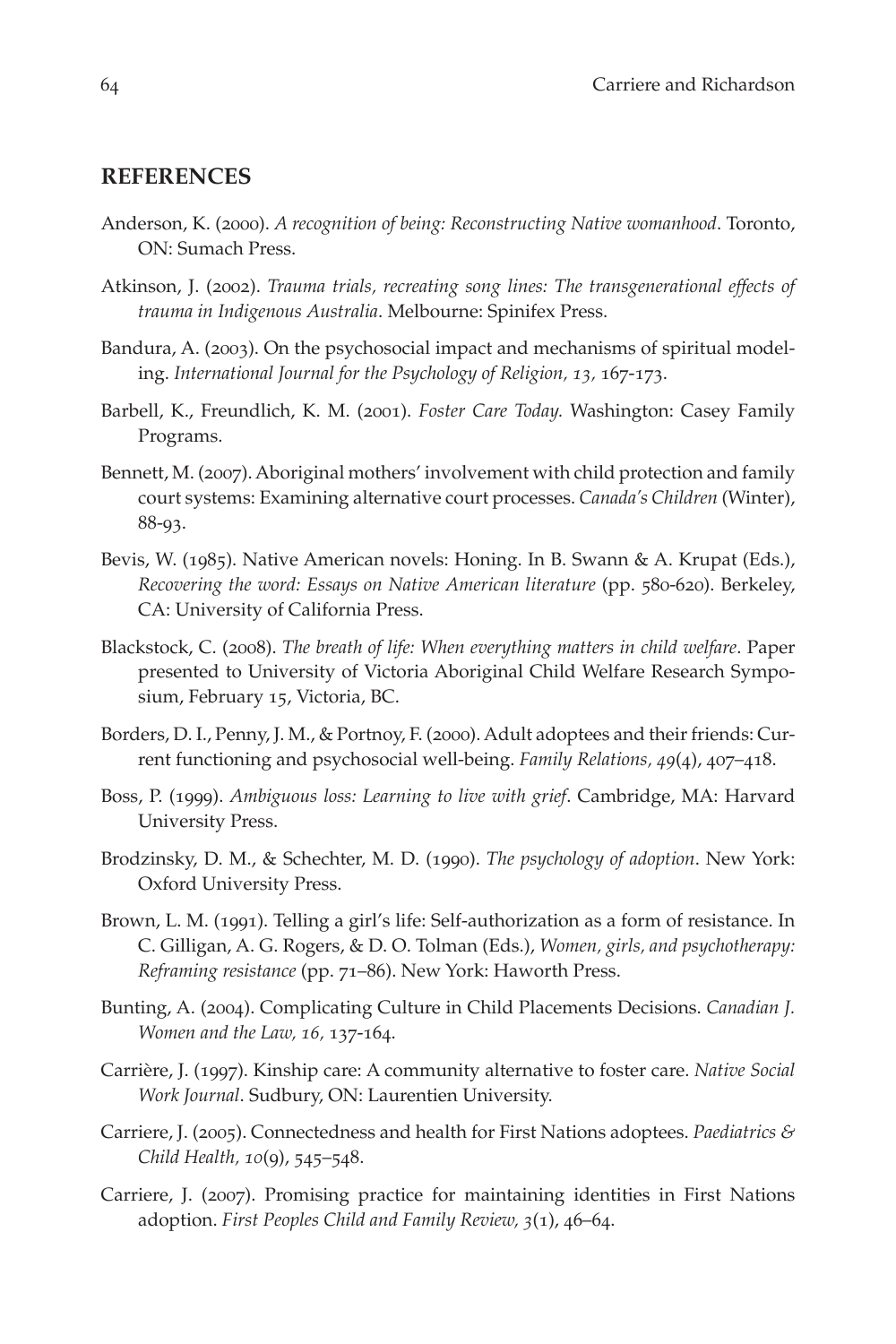## REFERENCES

Anderson, K. (2000). *A recognition of being: Reconstructing Native womanhood*. Toronto, ON: Sumach Press.

Atkinson, J. (2002). *Trauma trials, recreating song lines: The transgenerational effects of trauma in Indigenous Australia*. Melbourne: Spinifex Press.

Bandura, A. (2003). On the psychosocial impact and mechanisms of spiritual modeling. *International Journal for the Psychology of Religion, 13,* 167-173.

Barbell, K., Freundlich, K. M. (2001). *Foster Care Today.* Washington: Casey Family Programs.

Bennett, M. (2007). Aboriginal mothers' involvement with child protection and family court systems: Examining alternative court processes. *Canada's Children* (Winter), 88-93.

Bevis, W. (1985). Native American novels: Honing. In B. Swann & A. Krupat (Eds.), *Recovering the word: Essays on Native American literature* (pp. 580-620). Berkeley, CA: University of California Press.

Blackstock, C. (2008). *The breath of life: When everything matters in child welfare*. Paper presented to University of Victoria Aboriginal Child Welfare Research Symposium, February 15, Victoria, BC.

Borders, D. I., Penny, J. M., & Portnoy, F. (2000). Adult adoptees and their friends: Current functioning and psychosocial well-being. *Family Relations, 49*(4), 407–418.

Boss, P. (1999). *Ambiguous loss: Learning to live with grief*. Cambridge, MA: Harvard University Press.

Brodzinsky, D. M., & Schechter, M. D. (1990). *The psychology of adoption*. New York: Oxford University Press.

Brown, L. M. (1991). Telling a girl's life: Self-authorization as a form of resistance. In C. Gilligan, A. G. Rogers, & D. O. Tolman (Eds.), *Women, girls, and psychotherapy: Reframing resistance* (pp. 71–86). New York: Haworth Press.

Bunting, A. (2004). Complicating Culture in Child Placements Decisions. *Canadian J. Women and the Law, 16,* 137-164.

Carrière, J. (1997). Kinship care: A community alternative to foster care. *Native Social Work Journal*. Sudbury, ON: Laurentien University.

Carriere, J. (2005). Connectedness and health for First Nations adoptees. *Paediatrics & Child Health, 10*(9), 545–548.

Carriere, J. (2007). Promising practice for maintaining identities in First Nations adoption. *First Peoples Child and Family Review, 3*(1), 46–64.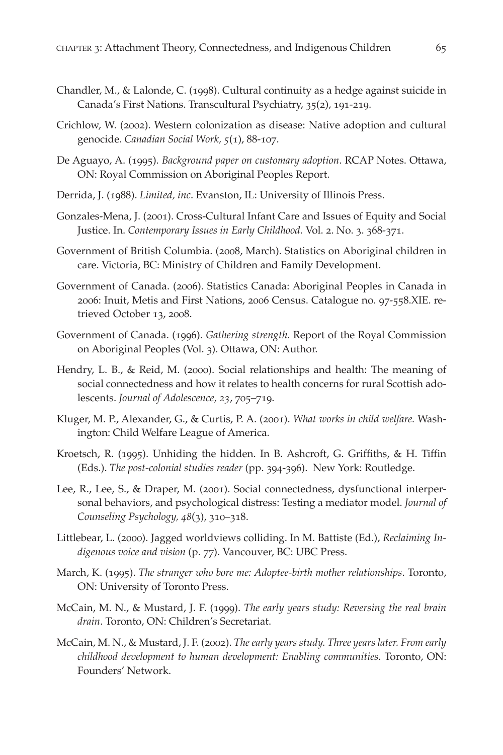Chandler, M., & Lalonde, C. (1998). Cultural continuity as a hedge against suicide in Canada's First Nations. Transcultural Psychiatry, 35(2), 191-219.

Crichlow, W. (2002). Western colonization as disease: Native adoption and cultural genocide. *Canadian Social Work, 5*(1), 88-107.

De Aguayo, A. (1995). *Background paper on customary adoption*. RCAP Notes. Ottawa, ON: Royal Commission on Aboriginal Peoples Report.

Derrida, J. (1988). *Limited, inc*. Evanston, IL: University of Illinois Press.

Gonzales-Mena, J. (2001). Cross-Cultural Infant Care and Issues of Equity and Social Justice. In. *Contemporary Issues in Early Childhood.* Vol. 2. No. 3. 368-371.

Government of British Columbia. (2008, March). Statistics on Aboriginal children in care. Victoria, BC: Ministry of Children and Family Development.

Government of Canada. (2006). Statistics Canada: Aboriginal Peoples in Canada in 2006: Inuit, Metis and First Nations, 2006 Census. Catalogue no. 97-558.XIE. retrieved October 13, 2008.

Government of Canada. (1996). *Gathering strength.* Report of the Royal Commission on Aboriginal Peoples (Vol. 3). Ottawa, ON: Author.

Hendry, L. B., & Reid, M. (2000). Social relationships and health: The meaning of social connectedness and how it relates to health concerns for rural Scottish adolescents. *Journal of Adolescence, 23*, 705–719.

Kluger, M. P., Alexander, G., & Curtis, P. A. (2001). *What works in child welfare.* Washington: Child Welfare League of America.

Kroetsch, R. (1995). Unhiding the hidden. In B. Ashcroft, G. Griffiths, & H. Tiffin (Eds.). *The post-colonial studies reader* (pp. 394-396). New York: Routledge.

Lee, R., Lee, S., & Draper, M. (2001). Social connectedness, dysfunctional interpersonal behaviors, and psychological distress: Testing a mediator model. *Journal of Counseling Psychology, 48*(3), 310–318.

Littlebear, L. (2000). Jagged worldviews colliding. In M. Battiste (Ed.), *Reclaiming Indigenous voice and vision* (p. 77). Vancouver, BC: UBC Press.

March, K. (1995). *The stranger who bore me: Adoptee-birth mother relationships*. Toronto, ON: University of Toronto Press.

McCain, M. N., & Mustard, J. F. (1999). *The early years study: Reversing the real brain drain*. Toronto, ON: Children's Secretariat.

McCain, M. N., & Mustard, J. F. (2002). *The early years study. Three years later. From early childhood development to human development: Enabling communities*. Toronto, ON: Founders' Network.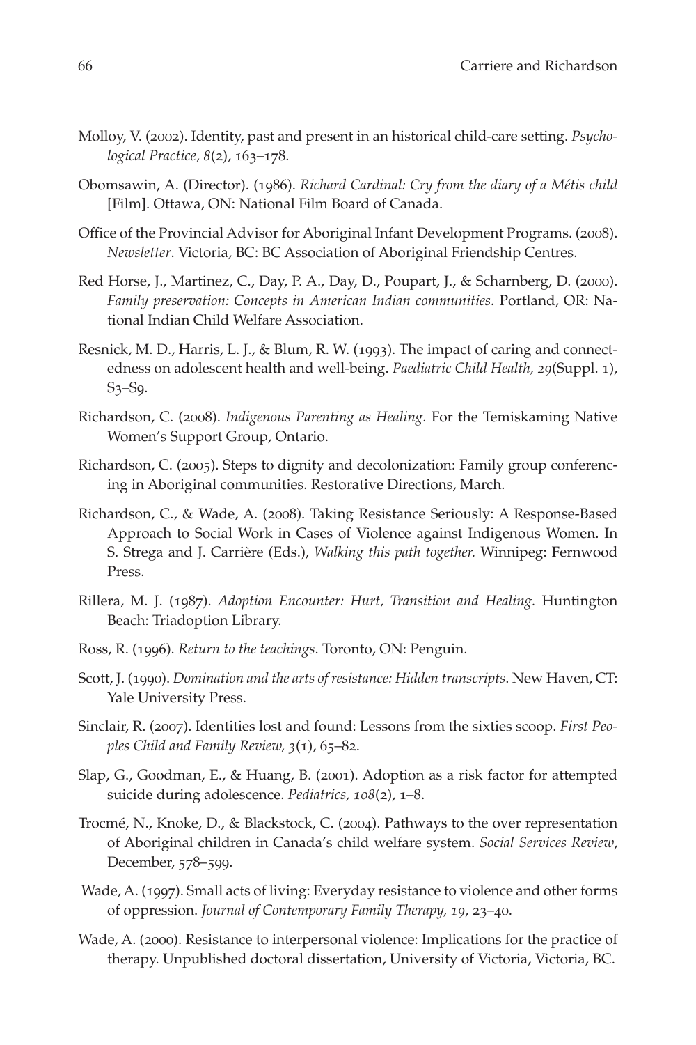Molloy, V. (2002). Identity, past and present in an historical child-care setting. *Psychological Practice, 8*(2), 163–178.

Obomsawin, A. (Director). (1986). *Richard Cardinal: Cry from the diary of a Métis child* [Film]. Ottawa, ON: National Film Board of Canada.

Office of the Provincial Advisor for Aboriginal Infant Development Programs. (2008). *Newsletter*. Victoria, BC: BC Association of Aboriginal Friendship Centres.

Red Horse, J., Martinez, C., Day, P. A., Day, D., Poupart, J., & Scharnberg, D. (2000). *Family preservation: Concepts in American Indian communities*. Portland, OR: National Indian Child Welfare Association.

Resnick, M. D., Harris, L. J., & Blum, R. W. (1993). The impact of caring and connectedness on adolescent health and well-being. *Paediatric Child Health, 29*(Suppl. 1), S3–S9.

Richardson, C. (2008). *Indigenous Parenting as Healing.* For the Temiskaming Native Women's Support Group, Ontario.

Richardson, C. (2005). Steps to dignity and decolonization: Family group conferencing in Aboriginal communities. Restorative Directions, March.

Richardson, C., & Wade, A. (2008). Taking Resistance Seriously: A Response-Based Approach to Social Work in Cases of Violence against Indigenous Women. In S. Strega and J. Carrière (Eds.), *Walking this path together.* Winnipeg: Fernwood Press.

Rillera, M. J. (1987). *Adoption Encounter: Hurt, Transition and Healing.* Huntington Beach: Triadoption Library.

Ross, R. (1996). *Return to the teachings*. Toronto, ON: Penguin.

Scott, J. (1990). *Domination and the arts of resistance: Hidden transcripts*. New Haven, CT: Yale University Press.

Sinclair, R. (2007). Identities lost and found: Lessons from the sixties scoop. *First Peoples Child and Family Review, 3*(1), 65–82.

Slap, G., Goodman, E., & Huang, B. (2001). Adoption as a risk factor for attempted suicide during adolescence. *Pediatrics, 108*(2), 1–8.

Trocmé, N., Knoke, D., & Blackstock, C. (2004). Pathways to the over representation of Aboriginal children in Canada's child welfare system. *Social Services Review*, December, 578–599.

Wade, A. (1997). Small acts of living: Everyday resistance to violence and other forms of oppression. *Journal of Contemporary Family Therapy, 19*, 23–40.

Wade, A. (2000). Resistance to interpersonal violence: Implications for the practice of therapy. Unpublished doctoral dissertation, University of Victoria, Victoria, BC.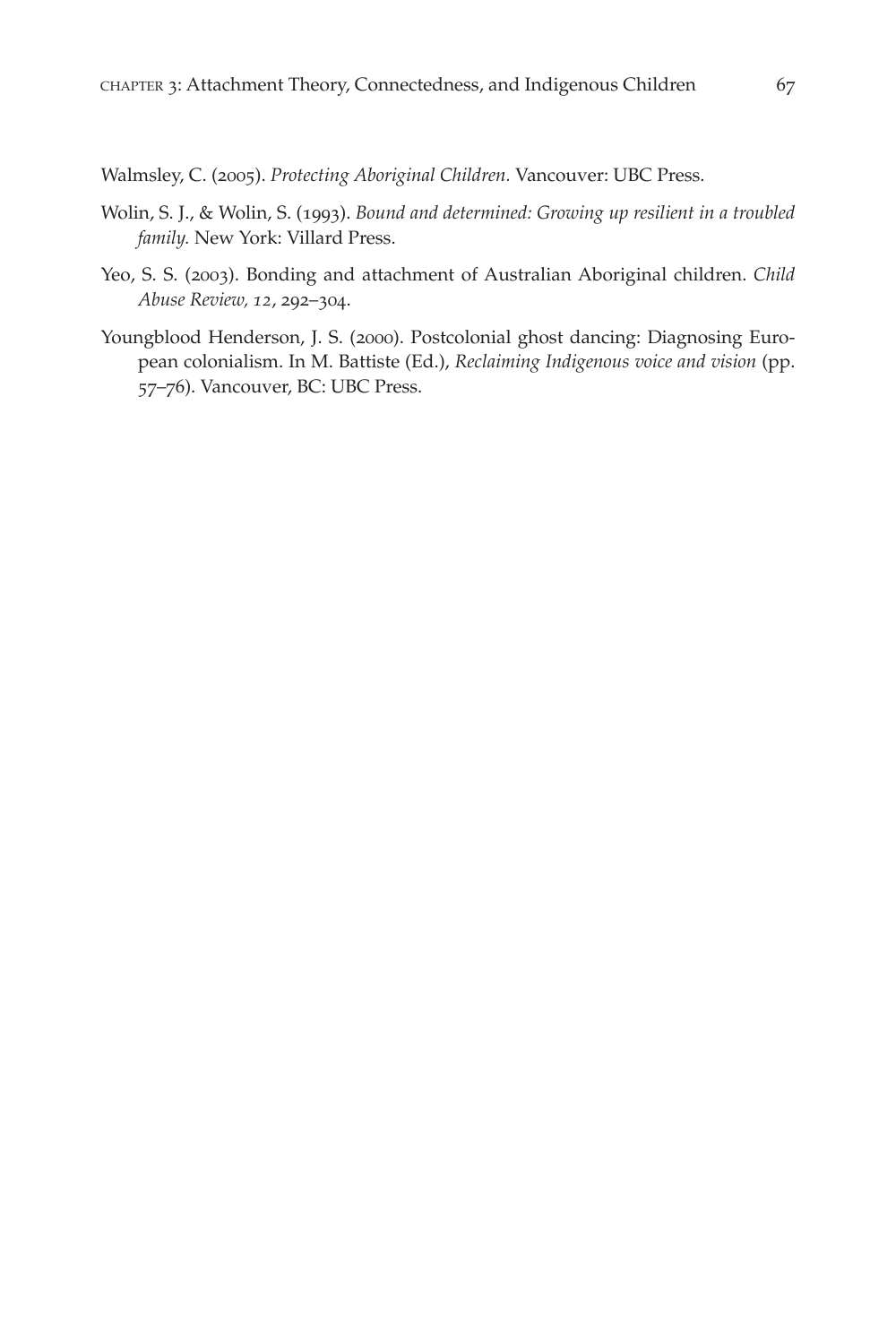Walmsley, C. (2005). *Protecting Aboriginal Children.* Vancouver: UBC Press.

Wolin, S. J., & Wolin, S. (1993). *Bound and determined: Growing up resilient in a troubled family.* New York: Villard Press.

Yeo, S. S. (2003). Bonding and attachment of Australian Aboriginal children. *Child Abuse Review, 12*, 292–304.

Youngblood Henderson, J. S. (2000). Postcolonial ghost dancing: Diagnosing European colonialism. In M. Battiste (Ed.), *Reclaiming Indigenous voice and vision* (pp. 57–76). Vancouver, BC: UBC Press.